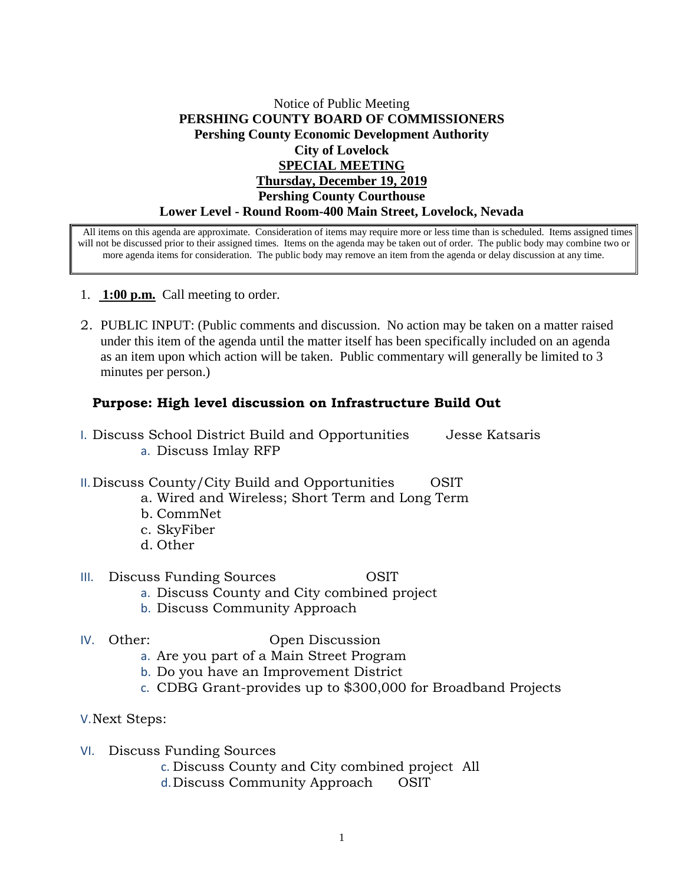Notice of Public Meeting

**PERSHING COUNTY BOARD OF COMMISSIONERS**

**Pershing County Economic Development Authority**

**City of Lovelock**

**SPECIAL MEETING**

**Thursday, December 19, 2019**

**Pershing County Courthouse**

**Lower Level - Round Room-400 Main Street, Lovelock, Nevada**

> All items on this agenda are approximate. Consideration of items may require more or less time than is scheduled. Items assigned times will not be discussed prior to their assigned times. Items on the agenda may be taken out of order. The public body may combine two or more agenda items for consideration. The public body may remove an item from the agenda or delay discussion at any time.

1. **1:00 p.m.** Call meeting to order.

2. PUBLIC INPUT: (Public comments and discussion. No action may be taken on a matter raised under this item of the agenda until the matter itself has been specifically included on an agenda as an item upon which action will be taken. Public commentary will generally be limited to 3 minutes per person.)

**Purpose: High level discussion on Infrastructure Build Out**

I. Discuss School District Build and Opportunities — Jesse Katsaris
   - a. Discuss Imlay RFP

II. Discuss County/City Build and Opportunities — OSIT
   - a. Wired and Wireless; Short Term and Long Term
   - b. CommNet
   - c. SkyFiber
   - d. Other

III. Discuss Funding Sources — OSIT
   - a. Discuss County and City combined project
   - b. Discuss Community Approach

IV. Other: — Open Discussion
   - a. Are you part of a Main Street Program
   - b. Do you have an Improvement District
   - c. CDBG Grant-provides up to $300,000 for Broadband Projects

V. Next Steps:

VI. Discuss Funding Sources
   - c. Discuss County and City combined project — All
   - d. Discuss Community Approach — OSIT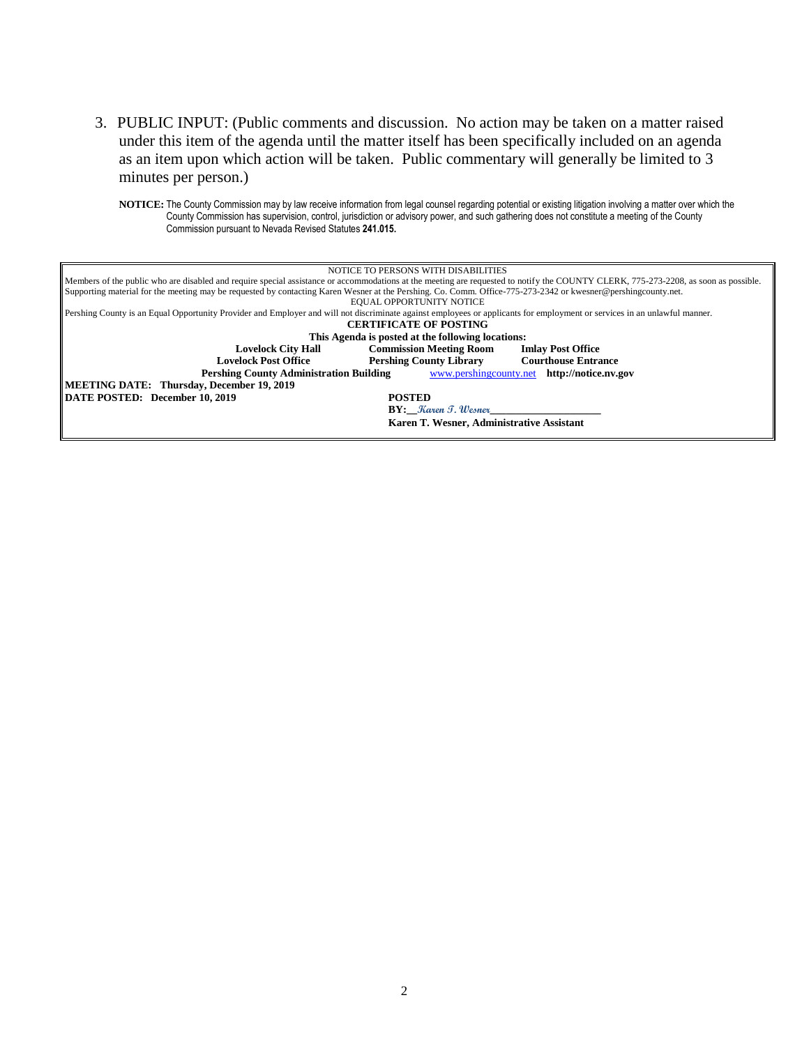3. PUBLIC INPUT: (Public comments and discussion. No action may be taken on a matter raised under this item of the agenda until the matter itself has been specifically included on an agenda as an item upon which action will be taken. Public commentary will generally be limited to 3 minutes per person.)

**NOTICE:** The County Commission may by law receive information from legal counsel regarding potential or existing litigation involving a matter over which the County Commission has supervision, control, jurisdiction or advisory power, and such gathering does not constitute a meeting of the County Commission pursuant to Nevada Revised Statutes **241.015.**

NOTICE TO PERSONS WITH DISABILITIES

Members of the public who are disabled and require special assistance or accommodations at the meeting are requested to notify the COUNTY CLERK, 775-273-2208, as soon as possible. Supporting material for the meeting may be requested by contacting Karen Wesner at the Pershing. Co. Comm. Office-775-273-2342 or kwesner@pershingcounty.net.

EQUAL OPPORTUNITY NOTICE

Pershing County is an Equal Opportunity Provider and Employer and will not discriminate against employees or applicants for employment or services in an unlawful manner.

**CERTIFICATE OF POSTING**

**This Agenda is posted at the following locations:**

**Lovelock City Hall** **Commission Meeting Room** **Imlay Post Office**
**Lovelock Post Office** **Pershing County Library** **Courthouse Entrance**
**Pershing County Administration Building** www.pershingcounty.net **http://notice.nv.gov**

**MEETING DATE: Thursday, December 19, 2019**

**DATE POSTED: December 10, 2019**

**POSTED**

**BY:** *Karen T. Wesner*

**Karen T. Wesner, Administrative Assistant**